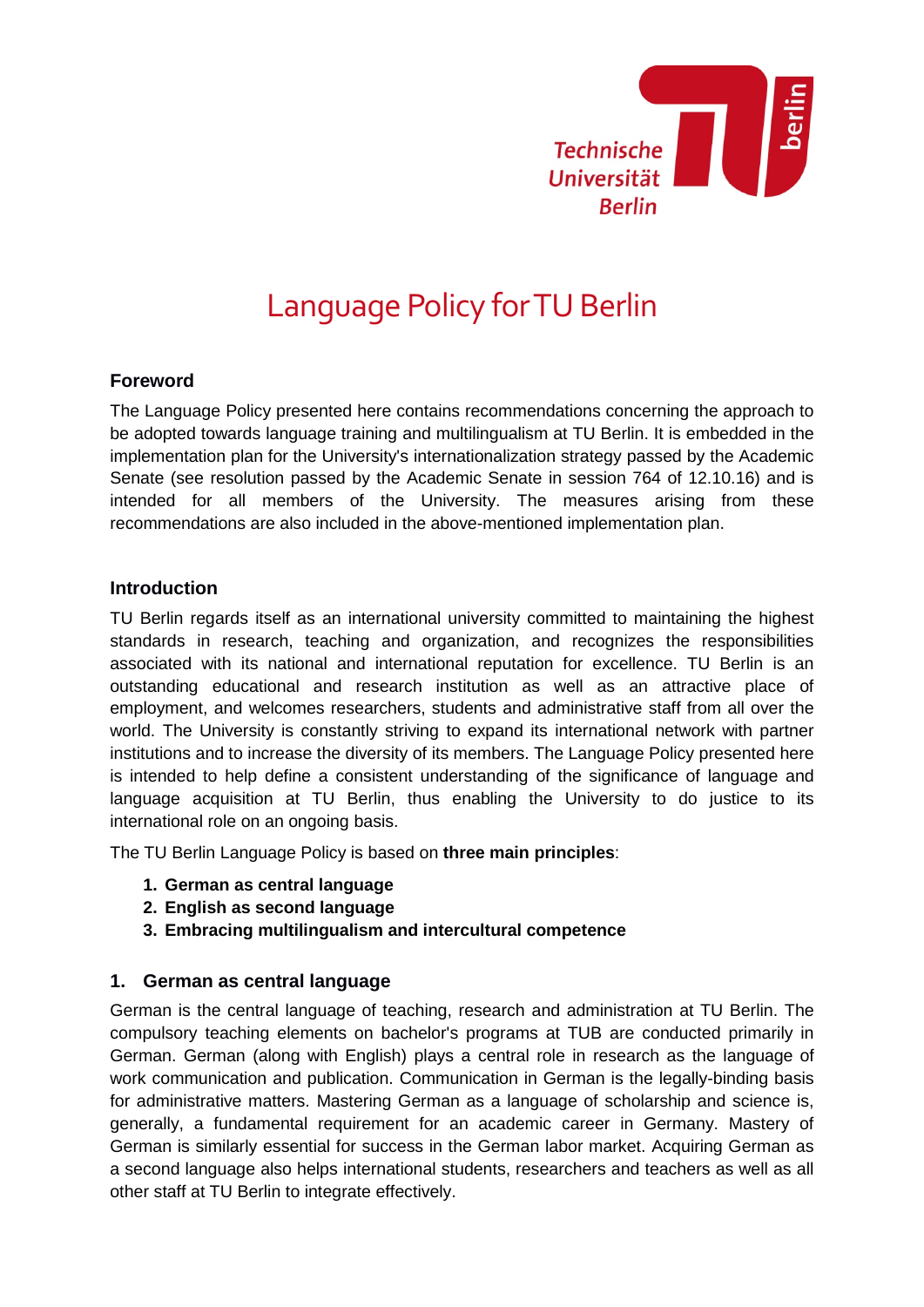# Language Policy for TU Berlin

## Foreword

The Language Policy presented here contains recommendations concerning the approach to be adopted towards language training and multilingualism at TU Berlin. It is embedded in the implementation plan for the University's internationalization strategy passed by the Academic Senate (see resolution passed by the Academic Senate in session 764 of 12.10.16) and is intended for all members of the University. The measures arising from these recommendations are also included in the above-mentioned implementation plan.

## Introduction

TU Berlin regards itself as an international university committed to maintaining the highest standards in research, teaching and organization, and recognizes the responsibilities associated with its national and international reputation for excellence. TU Berlin is an outstanding educational and research institution as well as an attractive place of employment, and welcomes researchers, students and administrative staff from all over the world. The University is constantly striving to expand its international network with partner institutions and to increase the diversity of its members. The Language Policy presented here is intended to help define a consistent understanding of the significance of language and language acquisition at TU Berlin, thus enabling the University to do justice to its international role on an ongoing basis.

The TU Berlin Language Policy is based on **three main principles**:

1. **German as central language**
2. **English as second language**
3. **Embracing multilingualism and intercultural competence**

## 1. German as central language

German is the central language of teaching, research and administration at TU Berlin. The compulsory teaching elements on bachelor's programs at TUB are conducted primarily in German. German (along with English) plays a central role in research as the language of work communication and publication. Communication in German is the legally-binding basis for administrative matters. Mastering German as a language of scholarship and science is, generally, a fundamental requirement for an academic career in Germany. Mastery of German is similarly essential for success in the German labor market. Acquiring German as a second language also helps international students, researchers and teachers as well as all other staff at TU Berlin to integrate effectively.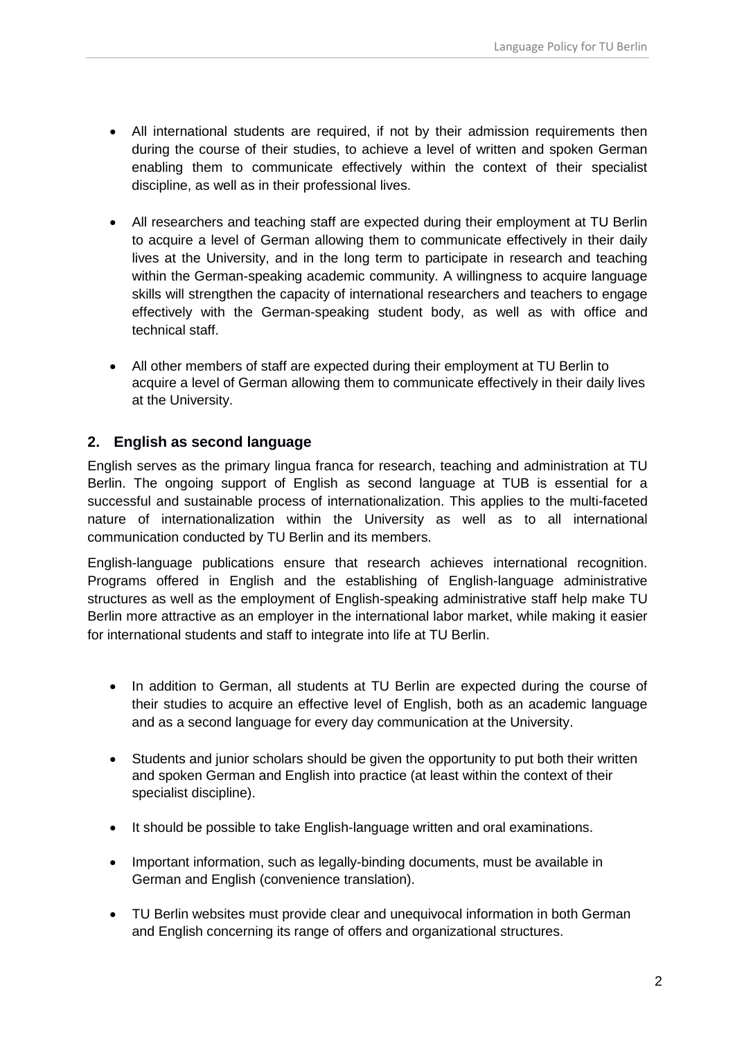- All international students are required, if not by their admission requirements then during the course of their studies, to achieve a level of written and spoken German enabling them to communicate effectively within the context of their specialist discipline, as well as in their professional lives.

- All researchers and teaching staff are expected during their employment at TU Berlin to acquire a level of German allowing them to communicate effectively in their daily lives at the University, and in the long term to participate in research and teaching within the German-speaking academic community. A willingness to acquire language skills will strengthen the capacity of international researchers and teachers to engage effectively with the German-speaking student body, as well as with office and technical staff.

- All other members of staff are expected during their employment at TU Berlin to acquire a level of German allowing them to communicate effectively in their daily lives at the University.

## 2. English as second language

English serves as the primary lingua franca for research, teaching and administration at TU Berlin. The ongoing support of English as second language at TUB is essential for a successful and sustainable process of internationalization. This applies to the multi-faceted nature of internationalization within the University as well as to all international communication conducted by TU Berlin and its members.

English-language publications ensure that research achieves international recognition. Programs offered in English and the establishing of English-language administrative structures as well as the employment of English-speaking administrative staff help make TU Berlin more attractive as an employer in the international labor market, while making it easier for international students and staff to integrate into life at TU Berlin.

- In addition to German, all students at TU Berlin are expected during the course of their studies to acquire an effective level of English, both as an academic language and as a second language for every day communication at the University.

- Students and junior scholars should be given the opportunity to put both their written and spoken German and English into practice (at least within the context of their specialist discipline).

- It should be possible to take English-language written and oral examinations.

- Important information, such as legally-binding documents, must be available in German and English (convenience translation).

- TU Berlin websites must provide clear and unequivocal information in both German and English concerning its range of offers and organizational structures.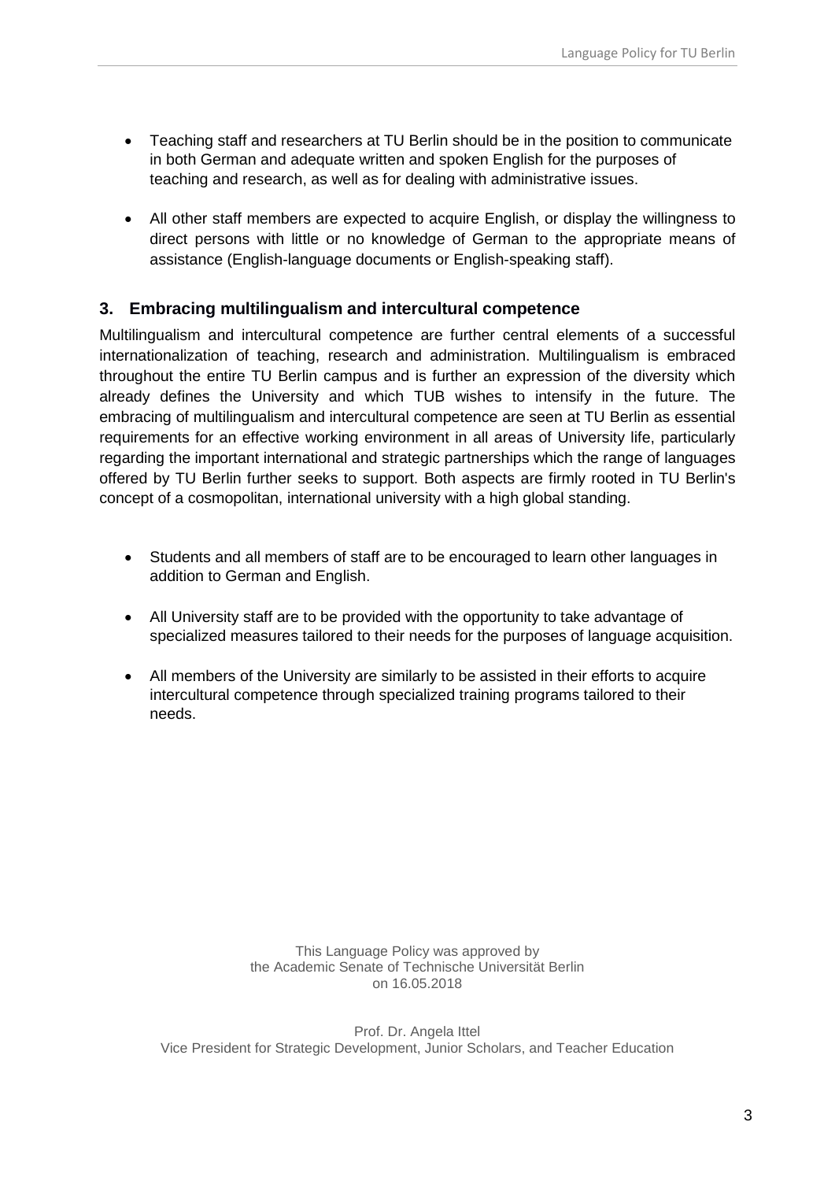- Teaching staff and researchers at TU Berlin should be in the position to communicate in both German and adequate written and spoken English for the purposes of teaching and research, as well as for dealing with administrative issues.

- All other staff members are expected to acquire English, or display the willingness to direct persons with little or no knowledge of German to the appropriate means of assistance (English-language documents or English-speaking staff).

## 3. Embracing multilingualism and intercultural competence

Multilingualism and intercultural competence are further central elements of a successful internationalization of teaching, research and administration. Multilingualism is embraced throughout the entire TU Berlin campus and is further an expression of the diversity which already defines the University and which TUB wishes to intensify in the future. The embracing of multilingualism and intercultural competence are seen at TU Berlin as essential requirements for an effective working environment in all areas of University life, particularly regarding the important international and strategic partnerships which the range of languages offered by TU Berlin further seeks to support. Both aspects are firmly rooted in TU Berlin's concept of a cosmopolitan, international university with a high global standing.

- Students and all members of staff are to be encouraged to learn other languages in addition to German and English.

- All University staff are to be provided with the opportunity to take advantage of specialized measures tailored to their needs for the purposes of language acquisition.

- All members of the University are similarly to be assisted in their efforts to acquire intercultural competence through specialized training programs tailored to their needs.

This Language Policy was approved by
the Academic Senate of Technische Universität Berlin
on 16.05.2018

Prof. Dr. Angela Ittel
Vice President for Strategic Development, Junior Scholars, and Teacher Education